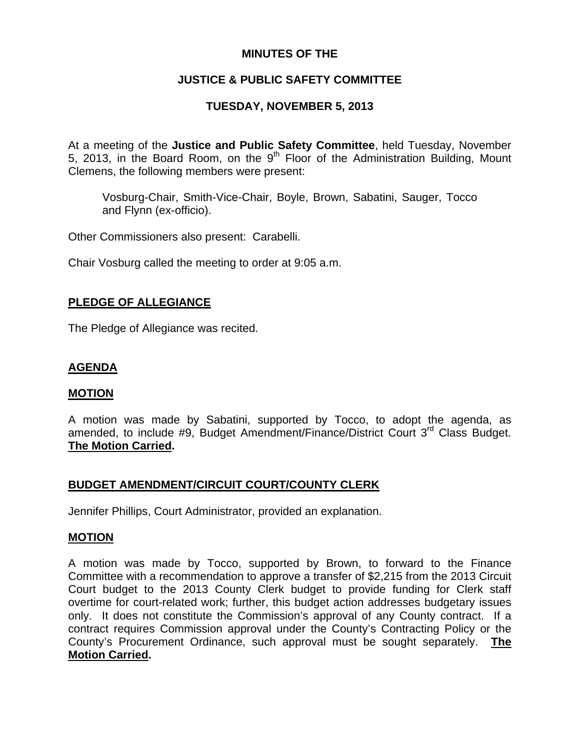**MINUTES OF THE**

**JUSTICE & PUBLIC SAFETY COMMITTEE**

**TUESDAY, NOVEMBER 5, 2013**

At a meeting of the **Justice and Public Safety Committee**, held Tuesday, November 5, 2013, in the Board Room, on the 9th Floor of the Administration Building, Mount Clemens, the following members were present:

Vosburg-Chair, Smith-Vice-Chair, Boyle, Brown, Sabatini, Sauger, Tocco and Flynn (ex-officio).

Other Commissioners also present: Carabelli.

Chair Vosburg called the meeting to order at 9:05 a.m.

## PLEDGE OF ALLEGIANCE

The Pledge of Allegiance was recited.

## AGENDA

### MOTION

A motion was made by Sabatini, supported by Tocco, to adopt the agenda, as amended, to include #9, Budget Amendment/Finance/District Court 3rd Class Budget. **The Motion Carried.**

## BUDGET AMENDMENT/CIRCUIT COURT/COUNTY CLERK

Jennifer Phillips, Court Administrator, provided an explanation.

### MOTION

A motion was made by Tocco, supported by Brown, to forward to the Finance Committee with a recommendation to approve a transfer of $2,215 from the 2013 Circuit Court budget to the 2013 County Clerk budget to provide funding for Clerk staff overtime for court-related work; further, this budget action addresses budgetary issues only. It does not constitute the Commission's approval of any County contract. If a contract requires Commission approval under the County's Contracting Policy or the County's Procurement Ordinance, such approval must be sought separately. **The Motion Carried.**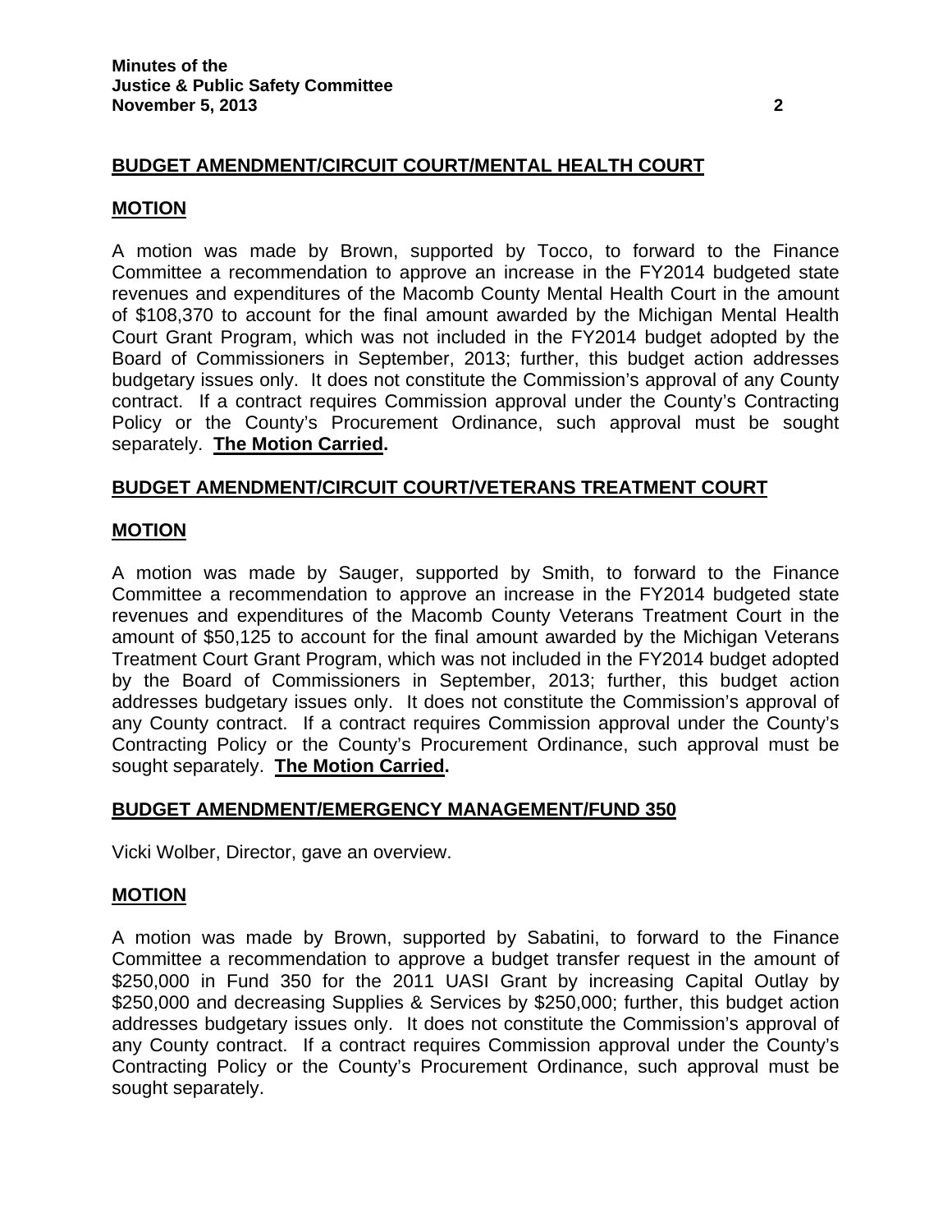**BUDGET AMENDMENT/CIRCUIT COURT/MENTAL HEALTH COURT**

**MOTION**

A motion was made by Brown, supported by Tocco, to forward to the Finance Committee a recommendation to approve an increase in the FY2014 budgeted state revenues and expenditures of the Macomb County Mental Health Court in the amount of $108,370 to account for the final amount awarded by the Michigan Mental Health Court Grant Program, which was not included in the FY2014 budget adopted by the Board of Commissioners in September, 2013; further, this budget action addresses budgetary issues only. It does not constitute the Commission's approval of any County contract. If a contract requires Commission approval under the County's Contracting Policy or the County's Procurement Ordinance, such approval must be sought separately. **The Motion Carried.**

**BUDGET AMENDMENT/CIRCUIT COURT/VETERANS TREATMENT COURT**

**MOTION**

A motion was made by Sauger, supported by Smith, to forward to the Finance Committee a recommendation to approve an increase in the FY2014 budgeted state revenues and expenditures of the Macomb County Veterans Treatment Court in the amount of $50,125 to account for the final amount awarded by the Michigan Veterans Treatment Court Grant Program, which was not included in the FY2014 budget adopted by the Board of Commissioners in September, 2013; further, this budget action addresses budgetary issues only. It does not constitute the Commission's approval of any County contract. If a contract requires Commission approval under the County's Contracting Policy or the County's Procurement Ordinance, such approval must be sought separately. **The Motion Carried.**

**BUDGET AMENDMENT/EMERGENCY MANAGEMENT/FUND 350**

Vicki Wolber, Director, gave an overview.

**MOTION**

A motion was made by Brown, supported by Sabatini, to forward to the Finance Committee a recommendation to approve a budget transfer request in the amount of $250,000 in Fund 350 for the 2011 UASI Grant by increasing Capital Outlay by $250,000 and decreasing Supplies & Services by $250,000; further, this budget action addresses budgetary issues only. It does not constitute the Commission's approval of any County contract. If a contract requires Commission approval under the County's Contracting Policy or the County's Procurement Ordinance, such approval must be sought separately.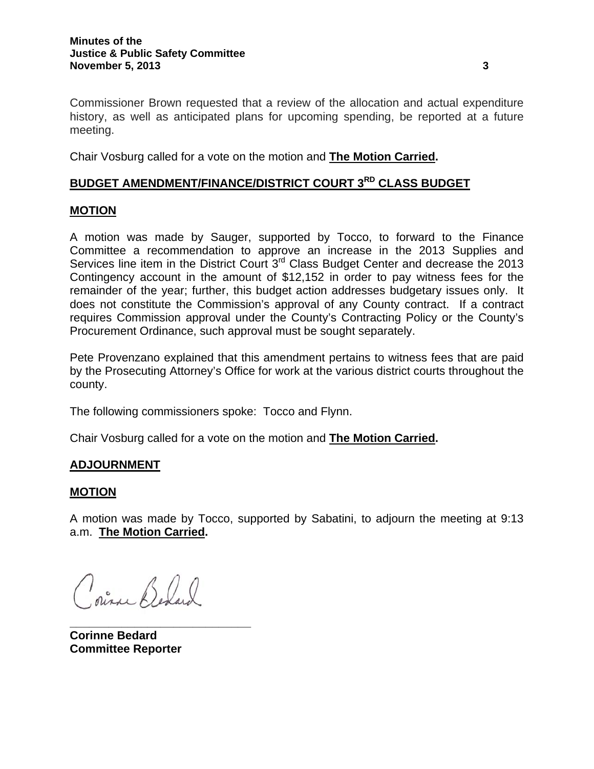Commissioner Brown requested that a review of the allocation and actual expenditure history, as well as anticipated plans for upcoming spending, be reported at a future meeting.

Chair Vosburg called for a vote on the motion and **The Motion Carried.**

## BUDGET AMENDMENT/FINANCE/DISTRICT COURT 3RD CLASS BUDGET

### MOTION

A motion was made by Sauger, supported by Tocco, to forward to the Finance Committee a recommendation to approve an increase in the 2013 Supplies and Services line item in the District Court 3rd Class Budget Center and decrease the 2013 Contingency account in the amount of $12,152 in order to pay witness fees for the remainder of the year; further, this budget action addresses budgetary issues only. It does not constitute the Commission's approval of any County contract. If a contract requires Commission approval under the County's Contracting Policy or the County's Procurement Ordinance, such approval must be sought separately.

Pete Provenzano explained that this amendment pertains to witness fees that are paid by the Prosecuting Attorney's Office for work at the various district courts throughout the county.

The following commissioners spoke: Tocco and Flynn.

Chair Vosburg called for a vote on the motion and **The Motion Carried.**

## ADJOURNMENT

### MOTION

A motion was made by Tocco, supported by Sabatini, to adjourn the meeting at 9:13 a.m. **The Motion Carried.**

**Corinne Bedard**
**Committee Reporter**